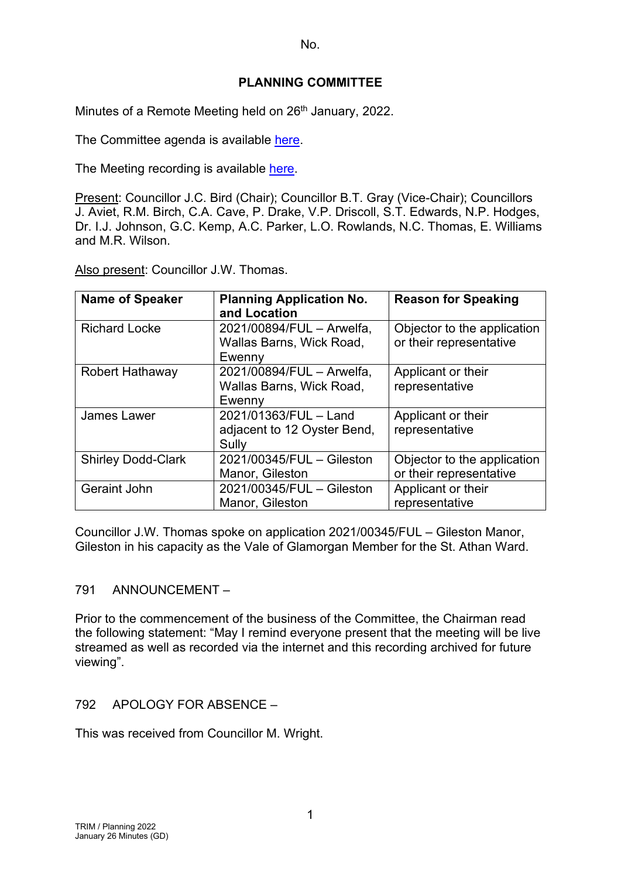No.

# PLANNING COMMITTEE

Minutes of a Remote Meeting held on 26th January, 2022.

The Committee agenda is available here.

The Meeting recording is available here.

Present: Councillor J.C. Bird (Chair); Councillor B.T. Gray (Vice-Chair); Councillors J. Aviet, R.M. Birch, C.A. Cave, P. Drake, V.P. Driscoll, S.T. Edwards, N.P. Hodges, Dr. I.J. Johnson, G.C. Kemp, A.C. Parker, L.O. Rowlands, N.C. Thomas, E. Williams and M.R. Wilson.

Also present: Councillor J.W. Thomas.

| Name of Speaker | Planning Application No. and Location | Reason for Speaking |
| --- | --- | --- |
| Richard Locke | 2021/00894/FUL – Arwelfa, Wallas Barns, Wick Road, Ewenny | Objector to the application or their representative |
| Robert Hathaway | 2021/00894/FUL – Arwelfa, Wallas Barns, Wick Road, Ewenny | Applicant or their representative |
| James Lawer | 2021/01363/FUL – Land adjacent to 12 Oyster Bend, Sully | Applicant or their representative |
| Shirley Dodd-Clark | 2021/00345/FUL – Gileston Manor, Gileston | Objector to the application or their representative |
| Geraint John | 2021/00345/FUL – Gileston Manor, Gileston | Applicant or their representative |

Councillor J.W. Thomas spoke on application 2021/00345/FUL – Gileston Manor, Gileston in his capacity as the Vale of Glamorgan Member for the St. Athan Ward.

## 791 ANNOUNCEMENT –

Prior to the commencement of the business of the Committee, the Chairman read the following statement: "May I remind everyone present that the meeting will be live streamed as well as recorded via the internet and this recording archived for future viewing".

## 792 APOLOGY FOR ABSENCE –

This was received from Councillor M. Wright.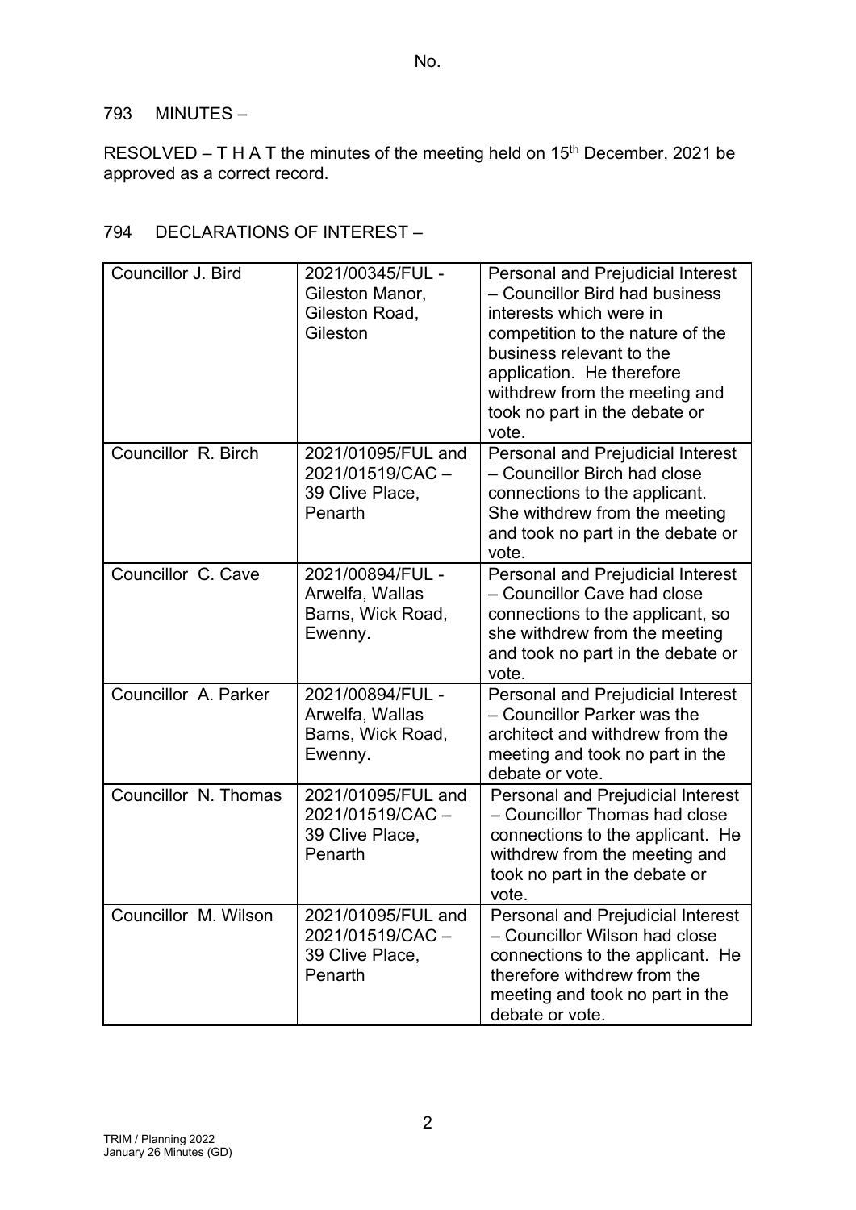793 MINUTES –

RESOLVED – T H A T the minutes of the meeting held on 15th December, 2021 be approved as a correct record.

794 DECLARATIONS OF INTEREST –

| | | |
|---|---|---|
| Councillor J. Bird | 2021/00345/FUL - Gileston Manor, Gileston Road, Gileston | Personal and Prejudicial Interest – Councillor Bird had business interests which were in competition to the nature of the business relevant to the application. He therefore withdrew from the meeting and took no part in the debate or vote. |
| Councillor R. Birch | 2021/01095/FUL and 2021/01519/CAC – 39 Clive Place, Penarth | Personal and Prejudicial Interest – Councillor Birch had close connections to the applicant. She withdrew from the meeting and took no part in the debate or vote. |
| Councillor C. Cave | 2021/00894/FUL - Arwelfa, Wallas Barns, Wick Road, Ewenny. | Personal and Prejudicial Interest – Councillor Cave had close connections to the applicant, so she withdrew from the meeting and took no part in the debate or vote. |
| Councillor A. Parker | 2021/00894/FUL - Arwelfa, Wallas Barns, Wick Road, Ewenny. | Personal and Prejudicial Interest – Councillor Parker was the architect and withdrew from the meeting and took no part in the debate or vote. |
| Councillor N. Thomas | 2021/01095/FUL and 2021/01519/CAC – 39 Clive Place, Penarth | Personal and Prejudicial Interest – Councillor Thomas had close connections to the applicant. He withdrew from the meeting and took no part in the debate or vote. |
| Councillor M. Wilson | 2021/01095/FUL and 2021/01519/CAC – 39 Clive Place, Penarth | Personal and Prejudicial Interest – Councillor Wilson had close connections to the applicant. He therefore withdrew from the meeting and took no part in the debate or vote. |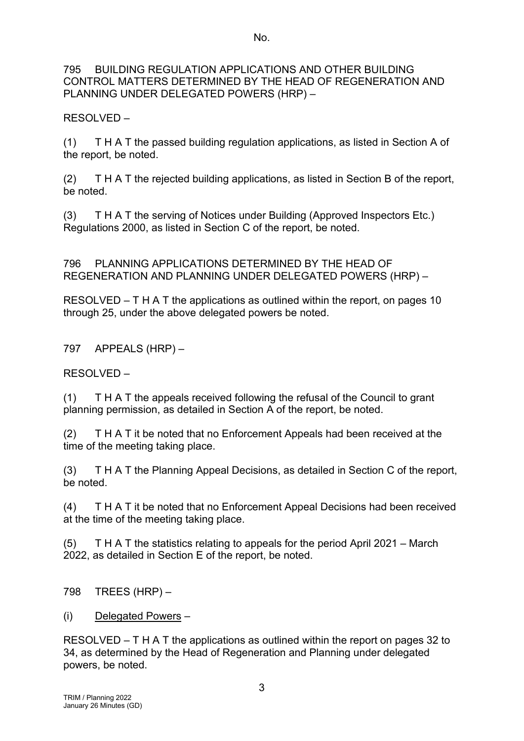795 BUILDING REGULATION APPLICATIONS AND OTHER BUILDING CONTROL MATTERS DETERMINED BY THE HEAD OF REGENERATION AND PLANNING UNDER DELEGATED POWERS (HRP) –

RESOLVED –

(1) T H A T the passed building regulation applications, as listed in Section A of the report, be noted.

(2) T H A T the rejected building applications, as listed in Section B of the report, be noted.

(3) T H A T the serving of Notices under Building (Approved Inspectors Etc.) Regulations 2000, as listed in Section C of the report, be noted.

796 PLANNING APPLICATIONS DETERMINED BY THE HEAD OF REGENERATION AND PLANNING UNDER DELEGATED POWERS (HRP) –

RESOLVED – T H A T the applications as outlined within the report, on pages 10 through 25, under the above delegated powers be noted.

797 APPEALS (HRP) –

RESOLVED –

(1) T H A T the appeals received following the refusal of the Council to grant planning permission, as detailed in Section A of the report, be noted.

(2) T H A T it be noted that no Enforcement Appeals had been received at the time of the meeting taking place.

(3) T H A T the Planning Appeal Decisions, as detailed in Section C of the report, be noted.

(4) T H A T it be noted that no Enforcement Appeal Decisions had been received at the time of the meeting taking place.

(5) T H A T the statistics relating to appeals for the period April 2021 – March 2022, as detailed in Section E of the report, be noted.

798 TREES (HRP) –

(i) <u>Delegated Powers</u> –

RESOLVED – T H A T the applications as outlined within the report on pages 32 to 34, as determined by the Head of Regeneration and Planning under delegated powers, be noted.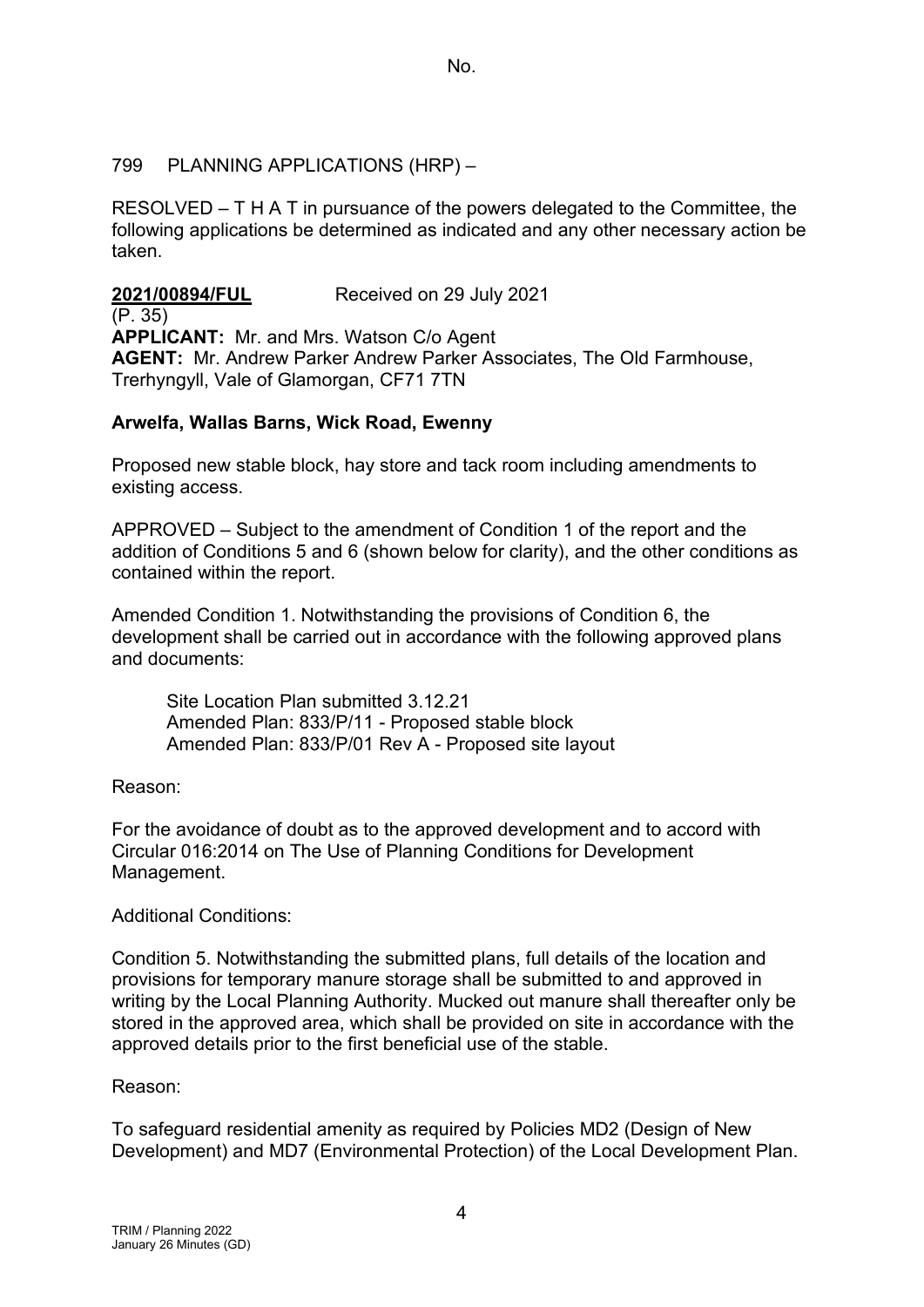No.

799 PLANNING APPLICATIONS (HRP) –

RESOLVED – T H A T in pursuance of the powers delegated to the Committee, the following applications be determined as indicated and any other necessary action be taken.

**2021/00894/FUL** Received on 29 July 2021
(P. 35)
**APPLICANT:** Mr. and Mrs. Watson C/o Agent
**AGENT:** Mr. Andrew Parker Andrew Parker Associates, The Old Farmhouse, Trerhyngyll, Vale of Glamorgan, CF71 7TN

**Arwelfa, Wallas Barns, Wick Road, Ewenny**

Proposed new stable block, hay store and tack room including amendments to existing access.

APPROVED – Subject to the amendment of Condition 1 of the report and the addition of Conditions 5 and 6 (shown below for clarity), and the other conditions as contained within the report.

Amended Condition 1. Notwithstanding the provisions of Condition 6, the development shall be carried out in accordance with the following approved plans and documents:

Site Location Plan submitted 3.12.21
Amended Plan: 833/P/11 - Proposed stable block
Amended Plan: 833/P/01 Rev A - Proposed site layout

Reason:

For the avoidance of doubt as to the approved development and to accord with Circular 016:2014 on The Use of Planning Conditions for Development Management.

Additional Conditions:

Condition 5. Notwithstanding the submitted plans, full details of the location and provisions for temporary manure storage shall be submitted to and approved in writing by the Local Planning Authority. Mucked out manure shall thereafter only be stored in the approved area, which shall be provided on site in accordance with the approved details prior to the first beneficial use of the stable.

Reason:

To safeguard residential amenity as required by Policies MD2 (Design of New Development) and MD7 (Environmental Protection) of the Local Development Plan.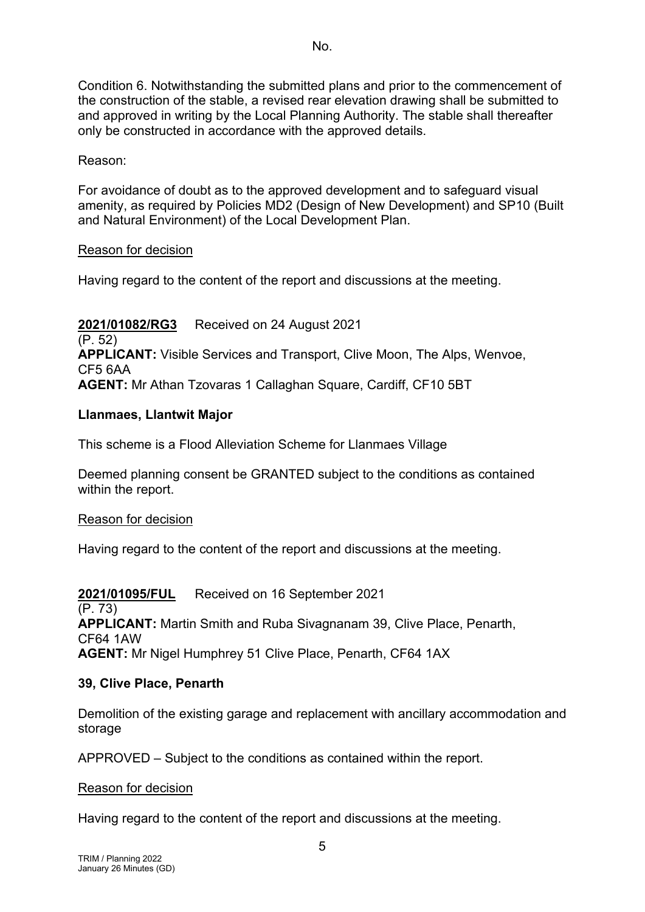No.

Condition 6. Notwithstanding the submitted plans and prior to the commencement of the construction of the stable, a revised rear elevation drawing shall be submitted to and approved in writing by the Local Planning Authority. The stable shall thereafter only be constructed in accordance with the approved details.

Reason:

For avoidance of doubt as to the approved development and to safeguard visual amenity, as required by Policies MD2 (Design of New Development) and SP10 (Built and Natural Environment) of the Local Development Plan.

Reason for decision

Having regard to the content of the report and discussions at the meeting.

**2021/01082/RG3** Received on 24 August 2021
(P. 52)
**APPLICANT:** Visible Services and Transport, Clive Moon, The Alps, Wenvoe, CF5 6AA
**AGENT:** Mr Athan Tzovaras 1 Callaghan Square, Cardiff, CF10 5BT

**Llanmaes, Llantwit Major**

This scheme is a Flood Alleviation Scheme for Llanmaes Village

Deemed planning consent be GRANTED subject to the conditions as contained within the report.

Reason for decision

Having regard to the content of the report and discussions at the meeting.

**2021/01095/FUL** Received on 16 September 2021
(P. 73)
**APPLICANT:** Martin Smith and Ruba Sivagnanam 39, Clive Place, Penarth, CF64 1AW
**AGENT:** Mr Nigel Humphrey 51 Clive Place, Penarth, CF64 1AX

**39, Clive Place, Penarth**

Demolition of the existing garage and replacement with ancillary accommodation and storage

APPROVED – Subject to the conditions as contained within the report.

Reason for decision

Having regard to the content of the report and discussions at the meeting.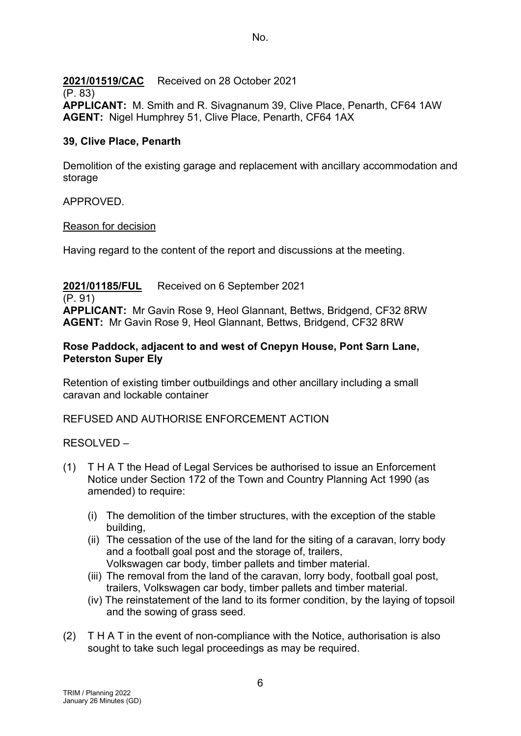No.

**<u>2021/01519/CAC</u>** Received on 28 October 2021
(P. 83)
**APPLICANT:** M. Smith and R. Sivagnanum 39, Clive Place, Penarth, CF64 1AW
**AGENT:** Nigel Humphrey 51, Clive Place, Penarth, CF64 1AX

**39, Clive Place, Penarth**

Demolition of the existing garage and replacement with ancillary accommodation and storage

APPROVED.

<u>Reason for decision</u>

Having regard to the content of the report and discussions at the meeting.

**<u>2021/01185/FUL</u>** Received on 6 September 2021
(P. 91)
**APPLICANT:** Mr Gavin Rose 9, Heol Glannant, Bettws, Bridgend, CF32 8RW
**AGENT:** Mr Gavin Rose 9, Heol Glannant, Bettws, Bridgend, CF32 8RW

**Rose Paddock, adjacent to and west of Cnepyn House, Pont Sarn Lane, Peterston Super Ely**

Retention of existing timber outbuildings and other ancillary including a small caravan and lockable container

REFUSED AND AUTHORISE ENFORCEMENT ACTION

RESOLVED –

(1) T H A T the Head of Legal Services be authorised to issue an Enforcement Notice under Section 172 of the Town and Country Planning Act 1990 (as amended) to require:

   (i) The demolition of the timber structures, with the exception of the stable building,
   (ii) The cessation of the use of the land for the siting of a caravan, lorry body and a football goal post and the storage of, trailers, Volkswagen car body, timber pallets and timber material.
   (iii) The removal from the land of the caravan, lorry body, football goal post, trailers, Volkswagen car body, timber pallets and timber material.
   (iv) The reinstatement of the land to its former condition, by the laying of topsoil and the sowing of grass seed.

(2) T H A T in the event of non-compliance with the Notice, authorisation is also sought to take such legal proceedings as may be required.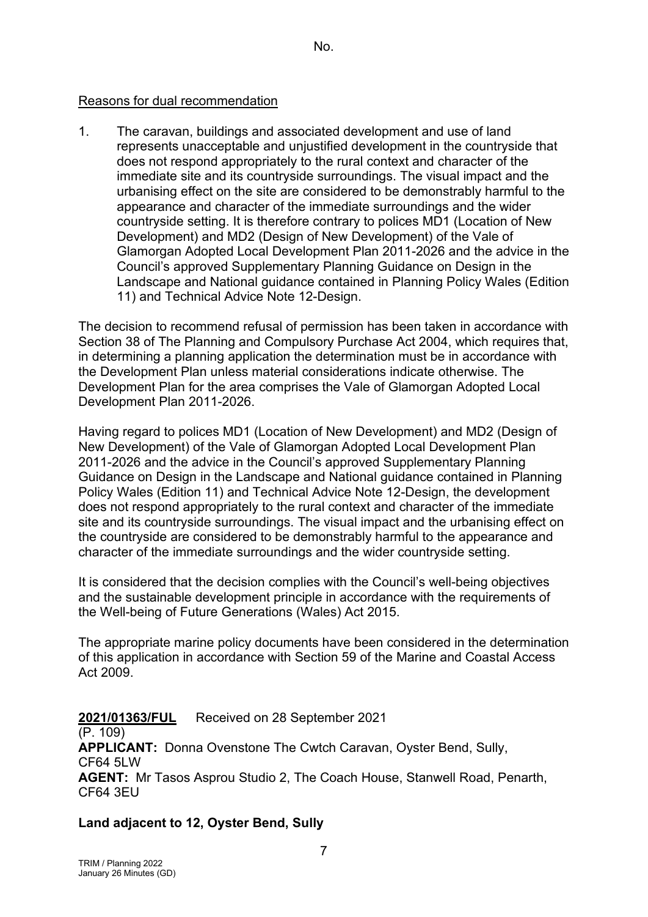No.

Reasons for dual recommendation

1. The caravan, buildings and associated development and use of land represents unacceptable and unjustified development in the countryside that does not respond appropriately to the rural context and character of the immediate site and its countryside surroundings. The visual impact and the urbanising effect on the site are considered to be demonstrably harmful to the appearance and character of the immediate surroundings and the wider countryside setting. It is therefore contrary to polices MD1 (Location of New Development) and MD2 (Design of New Development) of the Vale of Glamorgan Adopted Local Development Plan 2011-2026 and the advice in the Council's approved Supplementary Planning Guidance on Design in the Landscape and National guidance contained in Planning Policy Wales (Edition 11) and Technical Advice Note 12-Design.

The decision to recommend refusal of permission has been taken in accordance with Section 38 of The Planning and Compulsory Purchase Act 2004, which requires that, in determining a planning application the determination must be in accordance with the Development Plan unless material considerations indicate otherwise. The Development Plan for the area comprises the Vale of Glamorgan Adopted Local Development Plan 2011-2026.

Having regard to polices MD1 (Location of New Development) and MD2 (Design of New Development) of the Vale of Glamorgan Adopted Local Development Plan 2011-2026 and the advice in the Council's approved Supplementary Planning Guidance on Design in the Landscape and National guidance contained in Planning Policy Wales (Edition 11) and Technical Advice Note 12-Design, the development does not respond appropriately to the rural context and character of the immediate site and its countryside surroundings. The visual impact and the urbanising effect on the countryside are considered to be demonstrably harmful to the appearance and character of the immediate surroundings and the wider countryside setting.

It is considered that the decision complies with the Council's well-being objectives and the sustainable development principle in accordance with the requirements of the Well-being of Future Generations (Wales) Act 2015.

The appropriate marine policy documents have been considered in the determination of this application in accordance with Section 59 of the Marine and Coastal Access Act 2009.

**2021/01363/FUL** Received on 28 September 2021
(P. 109)
**APPLICANT:** Donna Ovenstone The Cwtch Caravan, Oyster Bend, Sully, CF64 5LW
**AGENT:** Mr Tasos Asprou Studio 2, The Coach House, Stanwell Road, Penarth, CF64 3EU

**Land adjacent to 12, Oyster Bend, Sully**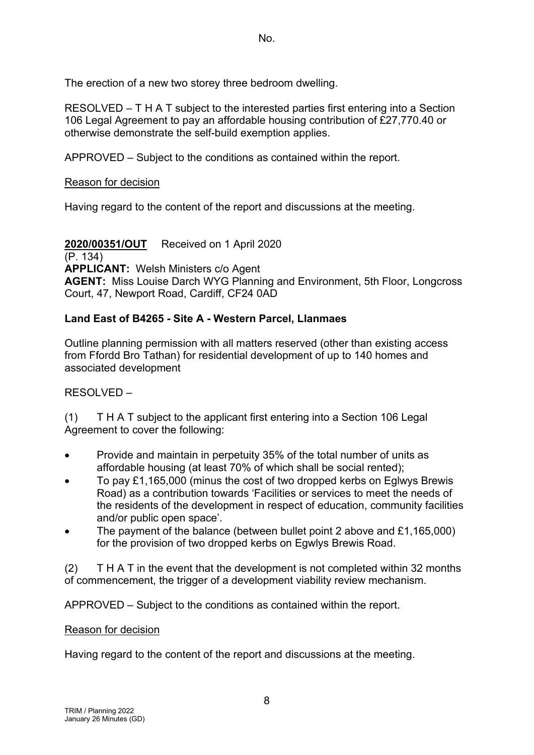No.

The erection of a new two storey three bedroom dwelling.

RESOLVED – T H A T subject to the interested parties first entering into a Section 106 Legal Agreement to pay an affordable housing contribution of £27,770.40 or otherwise demonstrate the self-build exemption applies.

APPROVED – Subject to the conditions as contained within the report.

Reason for decision

Having regard to the content of the report and discussions at the meeting.

**2020/00351/OUT** Received on 1 April 2020
(P. 134)
**APPLICANT:** Welsh Ministers c/o Agent
**AGENT:** Miss Louise Darch WYG Planning and Environment, 5th Floor, Longcross Court, 47, Newport Road, Cardiff, CF24 0AD

**Land East of B4265 - Site A - Western Parcel, Llanmaes**

Outline planning permission with all matters reserved (other than existing access from Ffordd Bro Tathan) for residential development of up to 140 homes and associated development

RESOLVED –

(1) T H A T subject to the applicant first entering into a Section 106 Legal Agreement to cover the following:

- Provide and maintain in perpetuity 35% of the total number of units as affordable housing (at least 70% of which shall be social rented);
- To pay £1,165,000 (minus the cost of two dropped kerbs on Eglwys Brewis Road) as a contribution towards 'Facilities or services to meet the needs of the residents of the development in respect of education, community facilities and/or public open space'.
- The payment of the balance (between bullet point 2 above and £1,165,000) for the provision of two dropped kerbs on Egwlys Brewis Road.

(2) T H A T in the event that the development is not completed within 32 months of commencement, the trigger of a development viability review mechanism.

APPROVED – Subject to the conditions as contained within the report.

Reason for decision

Having regard to the content of the report and discussions at the meeting.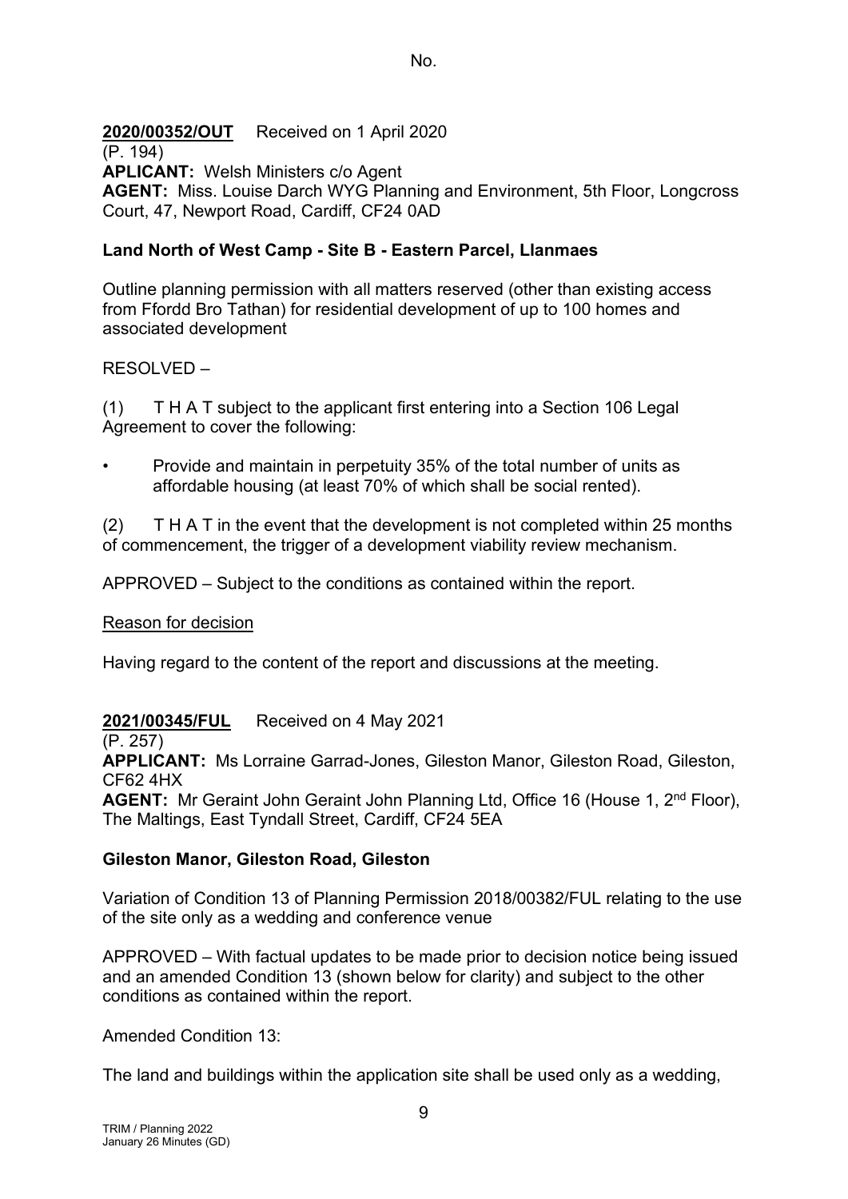No.

**2020/00352/OUT** Received on 1 April 2020
(P. 194)
**APLICANT:** Welsh Ministers c/o Agent
**AGENT:** Miss. Louise Darch WYG Planning and Environment, 5th Floor, Longcross Court, 47, Newport Road, Cardiff, CF24 0AD

**Land North of West Camp - Site B - Eastern Parcel, Llanmaes**

Outline planning permission with all matters reserved (other than existing access from Ffordd Bro Tathan) for residential development of up to 100 homes and associated development

RESOLVED –

(1) T H A T subject to the applicant first entering into a Section 106 Legal Agreement to cover the following:

- Provide and maintain in perpetuity 35% of the total number of units as affordable housing (at least 70% of which shall be social rented).

(2) T H A T in the event that the development is not completed within 25 months of commencement, the trigger of a development viability review mechanism.

APPROVED – Subject to the conditions as contained within the report.

Reason for decision

Having regard to the content of the report and discussions at the meeting.

**2021/00345/FUL** Received on 4 May 2021
(P. 257)
**APPLICANT:** Ms Lorraine Garrad-Jones, Gileston Manor, Gileston Road, Gileston, CF62 4HX
**AGENT:** Mr Geraint John Geraint John Planning Ltd, Office 16 (House 1, 2nd Floor), The Maltings, East Tyndall Street, Cardiff, CF24 5EA

**Gileston Manor, Gileston Road, Gileston**

Variation of Condition 13 of Planning Permission 2018/00382/FUL relating to the use of the site only as a wedding and conference venue

APPROVED – With factual updates to be made prior to decision notice being issued and an amended Condition 13 (shown below for clarity) and subject to the other conditions as contained within the report.

Amended Condition 13:

The land and buildings within the application site shall be used only as a wedding,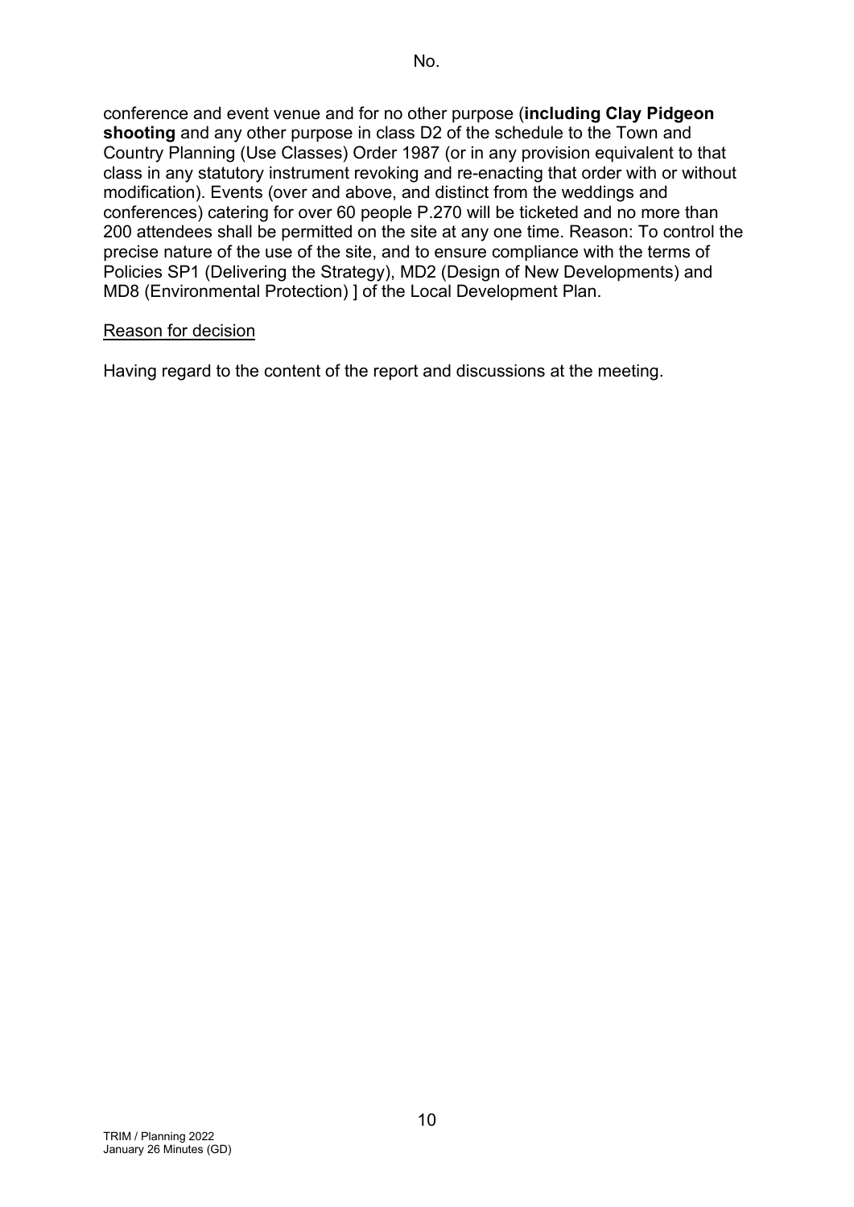No.

conference and event venue and for no other purpose (**including Clay Pidgeon shooting** and any other purpose in class D2 of the schedule to the Town and Country Planning (Use Classes) Order 1987 (or in any provision equivalent to that class in any statutory instrument revoking and re-enacting that order with or without modification). Events (over and above, and distinct from the weddings and conferences) catering for over 60 people P.270 will be ticketed and no more than 200 attendees shall be permitted on the site at any one time. Reason: To control the precise nature of the use of the site, and to ensure compliance with the terms of Policies SP1 (Delivering the Strategy), MD2 (Design of New Developments) and MD8 (Environmental Protection) ] of the Local Development Plan.

Reason for decision

Having regard to the content of the report and discussions at the meeting.

TRIM / Planning 2022
January 26 Minutes (GD)